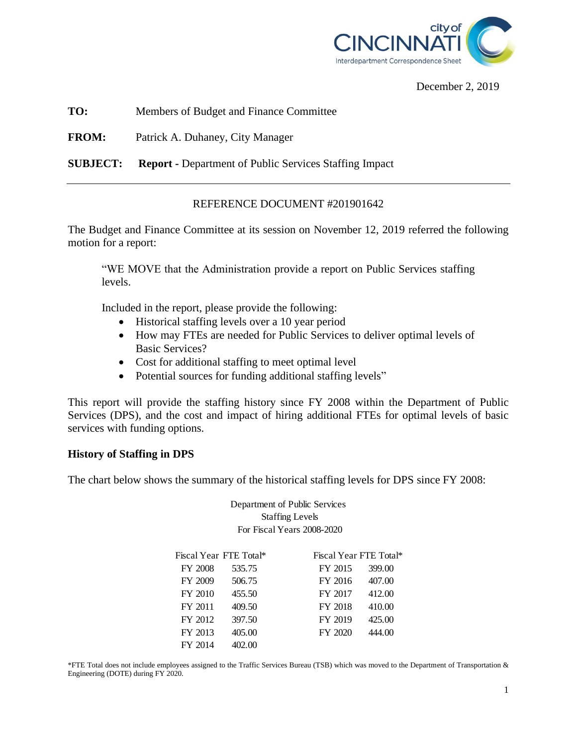city of CINCINNATI
Interdepartment Correspondence Sheet

December 2, 2019

**TO:** Members of Budget and Finance Committee

**FROM:** Patrick A. Duhaney, City Manager

**SUBJECT:** **Report -** Department of Public Services Staffing Impact

---

REFERENCE DOCUMENT #201901642

The Budget and Finance Committee at its session on November 12, 2019 referred the following motion for a report:

> "WE MOVE that the Administration provide a report on Public Services staffing levels.
>
> Included in the report, please provide the following:
> - Historical staffing levels over a 10 year period
> - How may FTEs are needed for Public Services to deliver optimal levels of Basic Services?
> - Cost for additional staffing to meet optimal level
> - Potential sources for funding additional staffing levels"

This report will provide the staffing history since FY 2008 within the Department of Public Services (DPS), and the cost and impact of hiring additional FTEs for optimal levels of basic services with funding options.

### History of Staffing in DPS

The chart below shows the summary of the historical staffing levels for DPS since FY 2008:

Department of Public Services
Staffing Levels
For Fiscal Years 2008-2020

| Fiscal Year | FTE Total* | Fiscal Year | FTE Total* |
|---|---|---|---|
| FY 2008 | 535.75 | FY 2015 | 399.00 |
| FY 2009 | 506.75 | FY 2016 | 407.00 |
| FY 2010 | 455.50 | FY 2017 | 412.00 |
| FY 2011 | 409.50 | FY 2018 | 410.00 |
| FY 2012 | 397.50 | FY 2019 | 425.00 |
| FY 2013 | 405.00 | FY 2020 | 444.00 |
| FY 2014 | 402.00 | | |

*FTE Total does not include employees assigned to the Traffic Services Bureau (TSB) which was moved to the Department of Transportation & Engineering (DOTE) during FY 2020.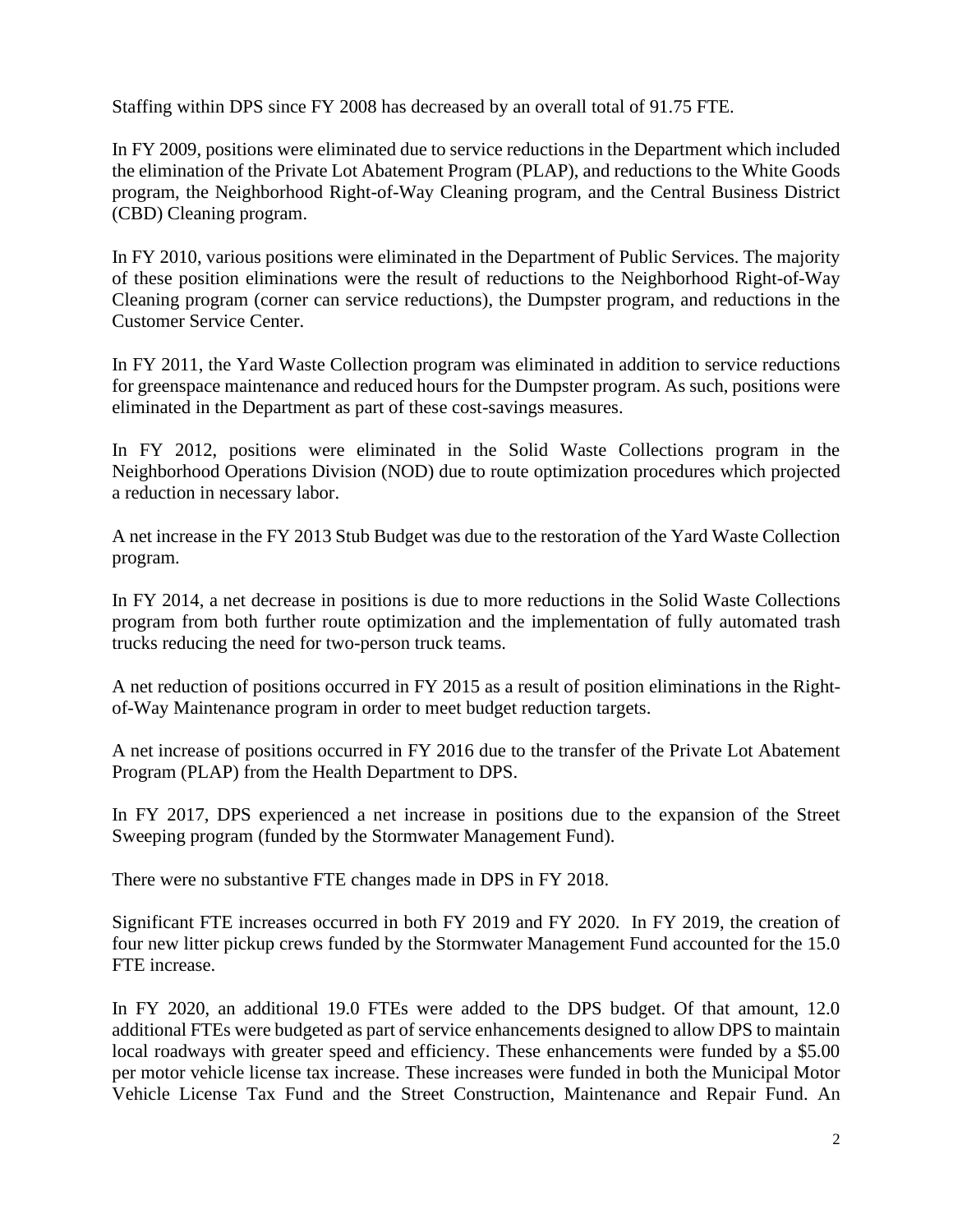Staffing within DPS since FY 2008 has decreased by an overall total of 91.75 FTE.

In FY 2009, positions were eliminated due to service reductions in the Department which included the elimination of the Private Lot Abatement Program (PLAP), and reductions to the White Goods program, the Neighborhood Right-of-Way Cleaning program, and the Central Business District (CBD) Cleaning program.

In FY 2010, various positions were eliminated in the Department of Public Services. The majority of these position eliminations were the result of reductions to the Neighborhood Right-of-Way Cleaning program (corner can service reductions), the Dumpster program, and reductions in the Customer Service Center.

In FY 2011, the Yard Waste Collection program was eliminated in addition to service reductions for greenspace maintenance and reduced hours for the Dumpster program. As such, positions were eliminated in the Department as part of these cost-savings measures.

In FY 2012, positions were eliminated in the Solid Waste Collections program in the Neighborhood Operations Division (NOD) due to route optimization procedures which projected a reduction in necessary labor.

A net increase in the FY 2013 Stub Budget was due to the restoration of the Yard Waste Collection program.

In FY 2014, a net decrease in positions is due to more reductions in the Solid Waste Collections program from both further route optimization and the implementation of fully automated trash trucks reducing the need for two-person truck teams.

A net reduction of positions occurred in FY 2015 as a result of position eliminations in the Right-of-Way Maintenance program in order to meet budget reduction targets.

A net increase of positions occurred in FY 2016 due to the transfer of the Private Lot Abatement Program (PLAP) from the Health Department to DPS.

In FY 2017, DPS experienced a net increase in positions due to the expansion of the Street Sweeping program (funded by the Stormwater Management Fund).

There were no substantive FTE changes made in DPS in FY 2018.

Significant FTE increases occurred in both FY 2019 and FY 2020. In FY 2019, the creation of four new litter pickup crews funded by the Stormwater Management Fund accounted for the 15.0 FTE increase.

In FY 2020, an additional 19.0 FTEs were added to the DPS budget. Of that amount, 12.0 additional FTEs were budgeted as part of service enhancements designed to allow DPS to maintain local roadways with greater speed and efficiency. These enhancements were funded by a $5.00 per motor vehicle license tax increase. These increases were funded in both the Municipal Motor Vehicle License Tax Fund and the Street Construction, Maintenance and Repair Fund. An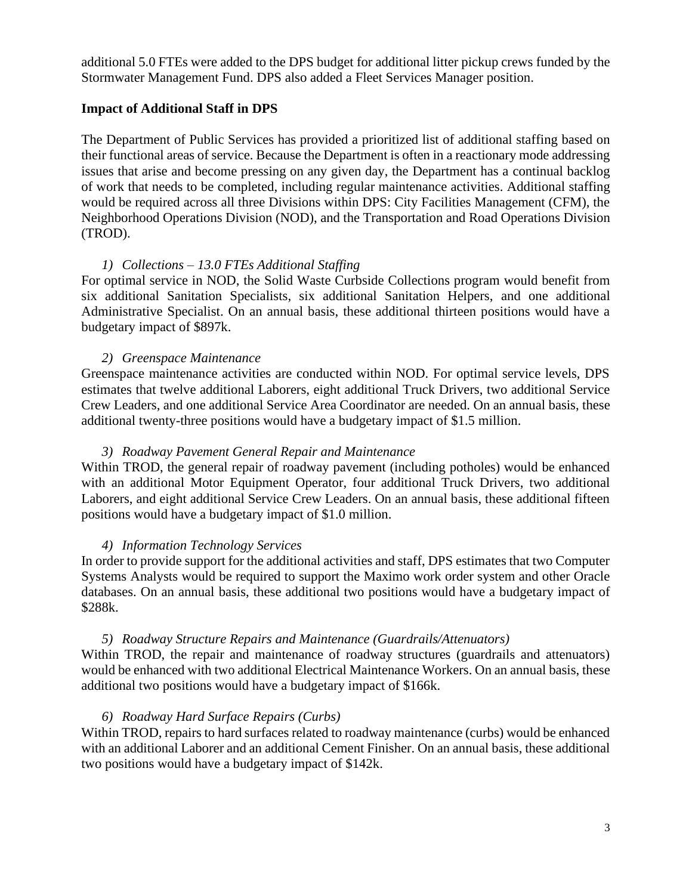additional 5.0 FTEs were added to the DPS budget for additional litter pickup crews funded by the Stormwater Management Fund. DPS also added a Fleet Services Manager position.

## Impact of Additional Staff in DPS

The Department of Public Services has provided a prioritized list of additional staffing based on their functional areas of service. Because the Department is often in a reactionary mode addressing issues that arise and become pressing on any given day, the Department has a continual backlog of work that needs to be completed, including regular maintenance activities. Additional staffing would be required across all three Divisions within DPS: City Facilities Management (CFM), the Neighborhood Operations Division (NOD), and the Transportation and Road Operations Division (TROD).

*1) Collections – 13.0 FTEs Additional Staffing*

For optimal service in NOD, the Solid Waste Curbside Collections program would benefit from six additional Sanitation Specialists, six additional Sanitation Helpers, and one additional Administrative Specialist. On an annual basis, these additional thirteen positions would have a budgetary impact of $897k.

*2) Greenspace Maintenance*

Greenspace maintenance activities are conducted within NOD. For optimal service levels, DPS estimates that twelve additional Laborers, eight additional Truck Drivers, two additional Service Crew Leaders, and one additional Service Area Coordinator are needed. On an annual basis, these additional twenty-three positions would have a budgetary impact of $1.5 million.

*3) Roadway Pavement General Repair and Maintenance*

Within TROD, the general repair of roadway pavement (including potholes) would be enhanced with an additional Motor Equipment Operator, four additional Truck Drivers, two additional Laborers, and eight additional Service Crew Leaders. On an annual basis, these additional fifteen positions would have a budgetary impact of $1.0 million.

*4) Information Technology Services*

In order to provide support for the additional activities and staff, DPS estimates that two Computer Systems Analysts would be required to support the Maximo work order system and other Oracle databases. On an annual basis, these additional two positions would have a budgetary impact of $288k.

*5) Roadway Structure Repairs and Maintenance (Guardrails/Attenuators)*

Within TROD, the repair and maintenance of roadway structures (guardrails and attenuators) would be enhanced with two additional Electrical Maintenance Workers. On an annual basis, these additional two positions would have a budgetary impact of $166k.

*6) Roadway Hard Surface Repairs (Curbs)*

Within TROD, repairs to hard surfaces related to roadway maintenance (curbs) would be enhanced with an additional Laborer and an additional Cement Finisher. On an annual basis, these additional two positions would have a budgetary impact of $142k.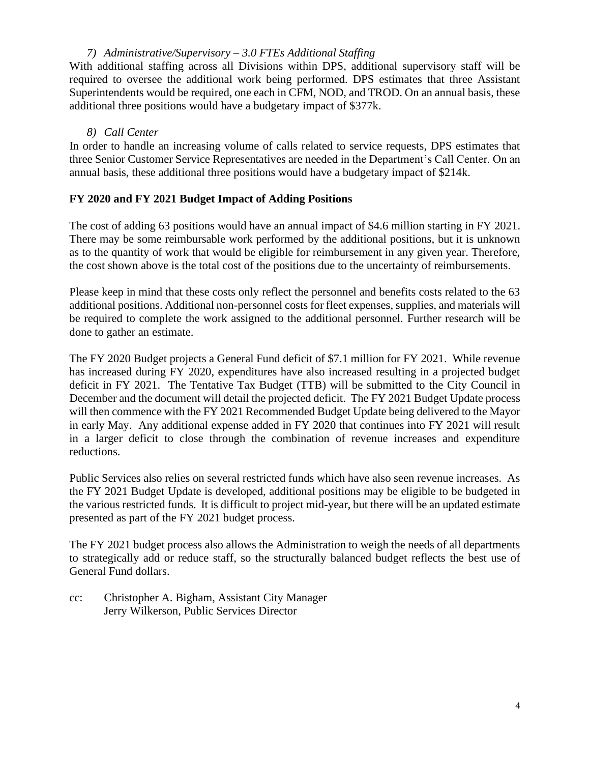*7) Administrative/Supervisory – 3.0 FTEs Additional Staffing*

With additional staffing across all Divisions within DPS, additional supervisory staff will be required to oversee the additional work being performed. DPS estimates that three Assistant Superintendents would be required, one each in CFM, NOD, and TROD. On an annual basis, these additional three positions would have a budgetary impact of $377k.

*8) Call Center*

In order to handle an increasing volume of calls related to service requests, DPS estimates that three Senior Customer Service Representatives are needed in the Department's Call Center. On an annual basis, these additional three positions would have a budgetary impact of $214k.

**FY 2020 and FY 2021 Budget Impact of Adding Positions**

The cost of adding 63 positions would have an annual impact of $4.6 million starting in FY 2021. There may be some reimbursable work performed by the additional positions, but it is unknown as to the quantity of work that would be eligible for reimbursement in any given year. Therefore, the cost shown above is the total cost of the positions due to the uncertainty of reimbursements.

Please keep in mind that these costs only reflect the personnel and benefits costs related to the 63 additional positions. Additional non-personnel costs for fleet expenses, supplies, and materials will be required to complete the work assigned to the additional personnel. Further research will be done to gather an estimate.

The FY 2020 Budget projects a General Fund deficit of $7.1 million for FY 2021. While revenue has increased during FY 2020, expenditures have also increased resulting in a projected budget deficit in FY 2021. The Tentative Tax Budget (TTB) will be submitted to the City Council in December and the document will detail the projected deficit. The FY 2021 Budget Update process will then commence with the FY 2021 Recommended Budget Update being delivered to the Mayor in early May. Any additional expense added in FY 2020 that continues into FY 2021 will result in a larger deficit to close through the combination of revenue increases and expenditure reductions.

Public Services also relies on several restricted funds which have also seen revenue increases. As the FY 2021 Budget Update is developed, additional positions may be eligible to be budgeted in the various restricted funds. It is difficult to project mid-year, but there will be an updated estimate presented as part of the FY 2021 budget process.

The FY 2021 budget process also allows the Administration to weigh the needs of all departments to strategically add or reduce staff, so the structurally balanced budget reflects the best use of General Fund dollars.

cc: Christopher A. Bigham, Assistant City Manager
Jerry Wilkerson, Public Services Director